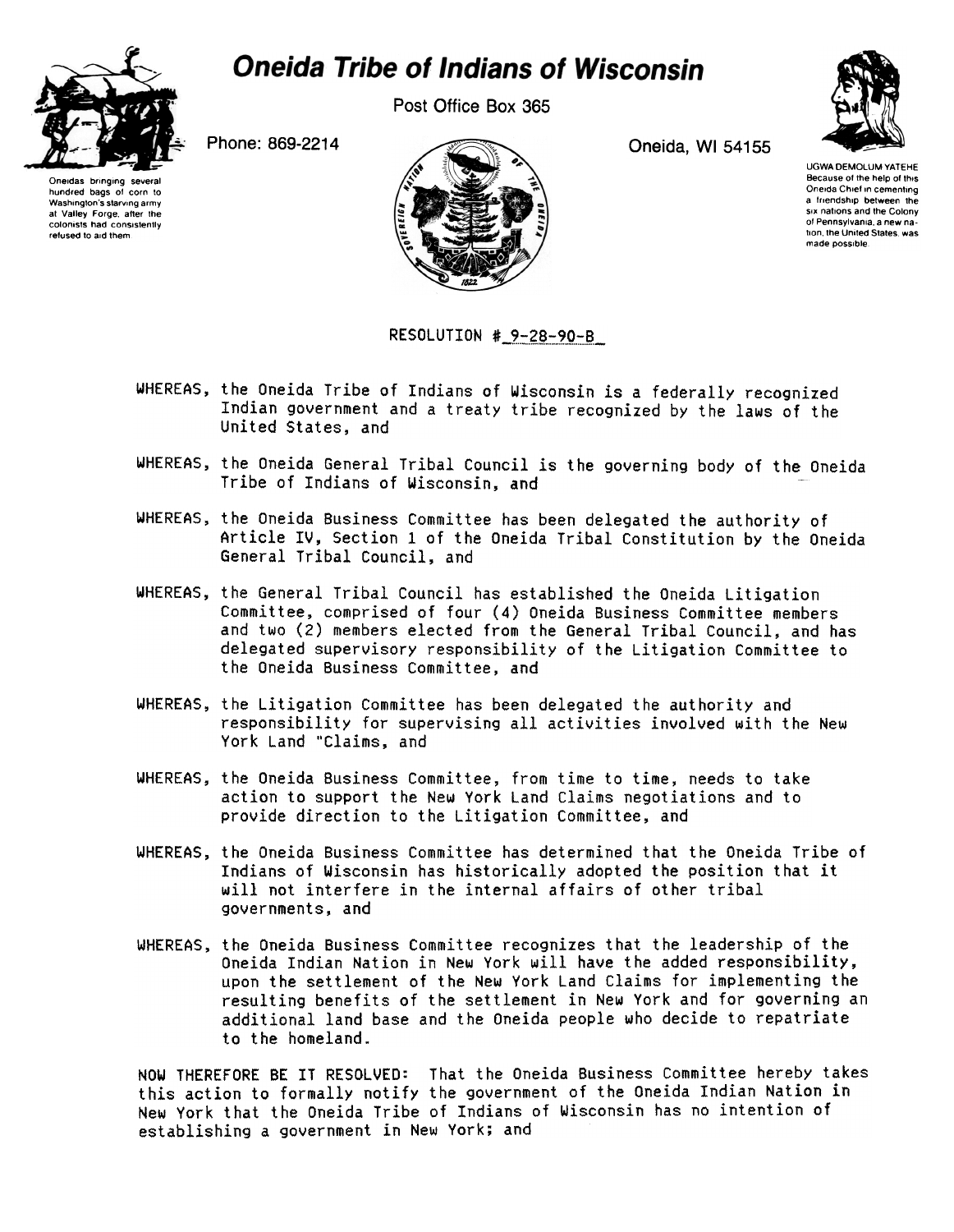# Oneida Tribe of Indians of Wisconsin

Post Office Box 365

Phone: 869-2214

Oneida, WI 54155

Oneidas bringing several hundred bags of corn to Washington's starving army at Valley Forge, after the colonists had consistently refused to aid them

UGWA DEMOLUM YATEHE Because of the help of this Oneida Chief in cementing a friendship between the six nations and the Colony of Pennsylvania, a new nation, the United States, was made possible

RESOLUTION #_9-28-90-B_

WHEREAS, the Oneida Tribe of Indians of Wisconsin is a federally recognized Indian government and a treaty tribe recognized by the laws of the United States, and

WHEREAS, the Oneida General Tribal Council is the governing body of the Oneida Tribe of Indians of Wisconsin, and

WHEREAS, the Oneida Business Committee has been delegated the authority of Article IV, Section 1 of the Oneida Tribal Constitution by the Oneida General Tribal Council, and

WHEREAS, the General Tribal Council has established the Oneida Litigation Committee, comprised of four (4) Oneida Business Committee members and two (2) members elected from the General Tribal Council, and has delegated supervisory responsibility of the Litigation Committee to the Oneida Business Committee, and

WHEREAS, the Litigation Committee has been delegated the authority and responsibility for supervising all activities involved with the New York Land "Claims, and

WHEREAS, the Oneida Business Committee, from time to time, needs to take action to support the New York Land Claims negotiations and to provide direction to the Litigation Committee, and

WHEREAS, the Oneida Business Committee has determined that the Oneida Tribe of Indians of Wisconsin has historically adopted the position that it will not interfere in the internal affairs of other tribal governments, and

WHEREAS, the Oneida Business Committee recognizes that the leadership of the Oneida Indian Nation in New York will have the added responsibility, upon the settlement of the New York Land Claims for implementing the resulting benefits of the settlement in New York and for governing an additional land base and the Oneida people who decide to repatriate to the homeland.

NOW THEREFORE BE IT RESOLVED: That the Oneida Business Committee hereby takes this action to formally notify the government of the Oneida Indian Nation in New York that the Oneida Tribe of Indians of Wisconsin has no intention of establishing a government in New York; and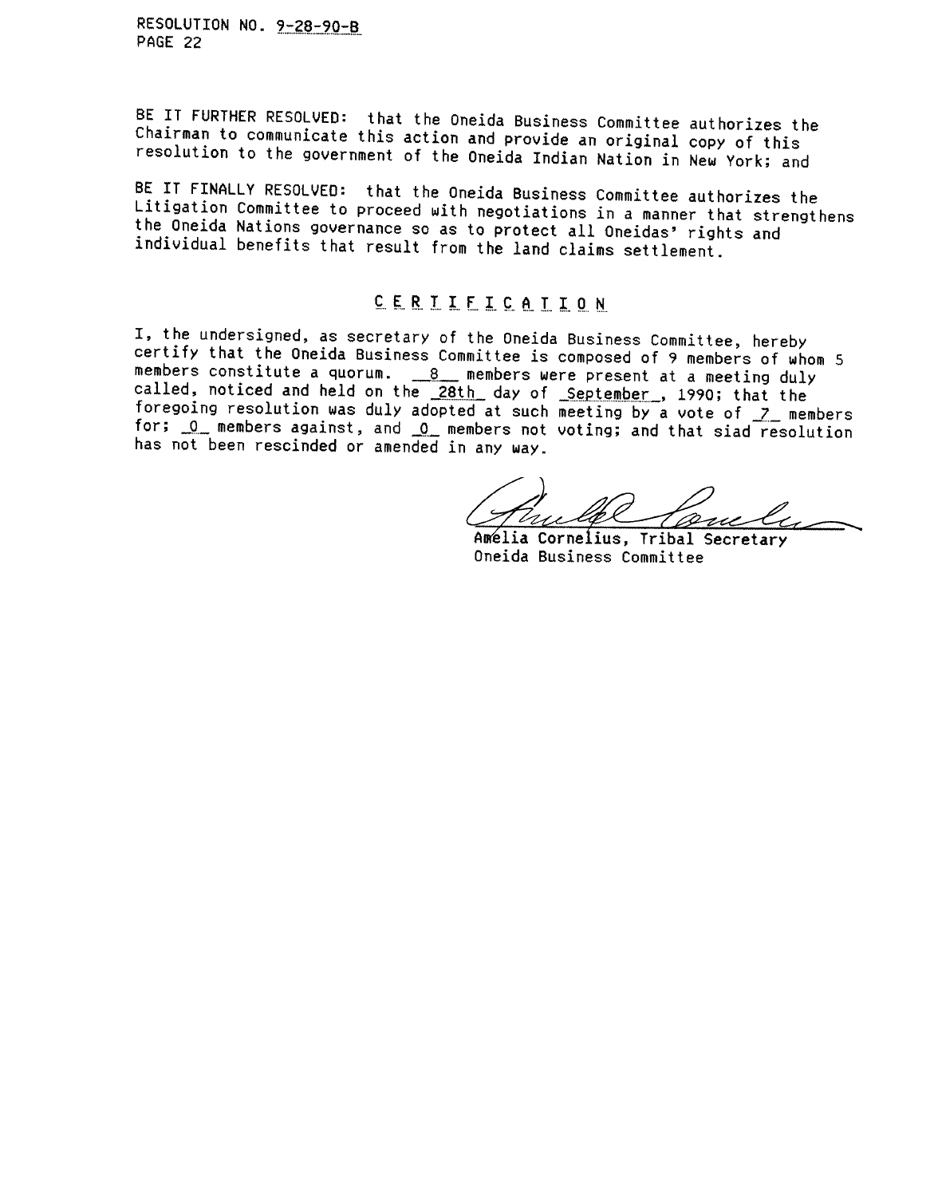RESOLUTION NO. 9-28-90-B
PAGE 22

BE IT FURTHER RESOLVED: that the Oneida Business Committee authorizes the Chairman to communicate this action and provide an original copy of this resolution to the government of the Oneida Indian Nation in New York; and

BE IT FINALLY RESOLVED: that the Oneida Business Committee authorizes the Litigation Committee to proceed with negotiations in a manner that strengthens the Oneida Nations governance so as to protect all Oneidas' rights and individual benefits that result from the land claims settlement.

## CERTIFICATION

I, the undersigned, as secretary of the Oneida Business Committee, hereby certify that the Oneida Business Committee is composed of 9 members of whom 5 members constitute a quorum. 8 members were present at a meeting duly called, noticed and held on the 28th day of September, 1990; that the foregoing resolution was duly adopted at such meeting by a vote of 7 members for; 0 members against, and 0 members not voting; and that siad resolution has not been rescinded or amended in any way.

Amelia Cornelius, Tribal Secretary
Oneida Business Committee